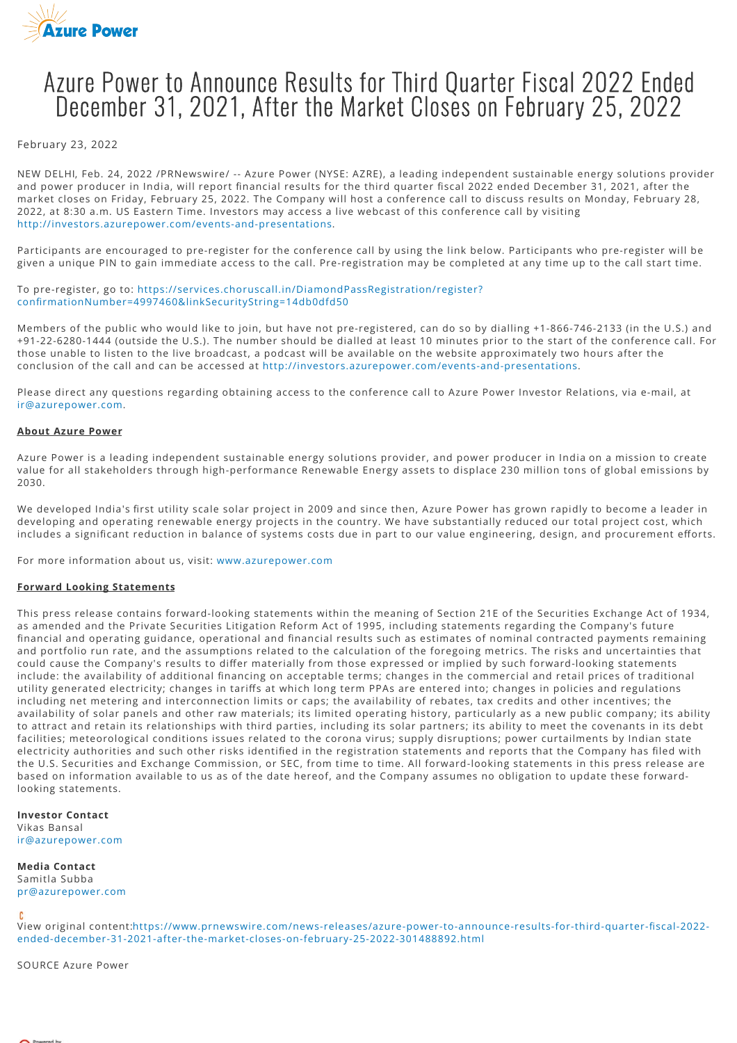# Azure Power to Announce Results for Third Quarter Fiscal 2022 Ended December 31, 2021, After the Market Closes on February 25, 2022

February 23, 2022

NEW DELHI, Feb. 24, 2022 /PRNewswire/ -- Azure Power (NYSE: AZRE), a leading independent sustainable energy solutions provider and power producer in India, will report financial results for the third quarter fiscal 2022 ended December 31, 2021, after the market closes on Friday, February 25, 2022. The Company will host a conference call to discuss results on Monday, February 28, 2022, at 8:30 a.m. US Eastern Time. Investors may access a live webcast of this conference call by visiting http://investors.azurepower.com/events-and-presentations.

Participants are encouraged to pre-register for the conference call by using the link below. Participants who pre-register will be given a unique PIN to gain immediate access to the call. Pre-registration may be completed at any time up to the call start time.

To pre-register, go to: https://services.choruscall.in/DiamondPassRegistration/register?confirmationNumber=4997460&linkSecurityString=14db0dfd50

Members of the public who would like to join, but have not pre-registered, can do so by dialling +1-866-746-2133 (in the U.S.) and +91-22-6280-1444 (outside the U.S.). The number should be dialled at least 10 minutes prior to the start of the conference call. For those unable to listen to the live broadcast, a podcast will be available on the website approximately two hours after the conclusion of the call and can be accessed at http://investors.azurepower.com/events-and-presentations.

Please direct any questions regarding obtaining access to the conference call to Azure Power Investor Relations, via e-mail, at ir@azurepower.com.

**About Azure Power**

Azure Power is a leading independent sustainable energy solutions provider, and power producer in India on a mission to create value for all stakeholders through high-performance Renewable Energy assets to displace 230 million tons of global emissions by 2030.

We developed India's first utility scale solar project in 2009 and since then, Azure Power has grown rapidly to become a leader in developing and operating renewable energy projects in the country. We have substantially reduced our total project cost, which includes a significant reduction in balance of systems costs due in part to our value engineering, design, and procurement efforts.

For more information about us, visit: www.azurepower.com

**Forward Looking Statements**

This press release contains forward-looking statements within the meaning of Section 21E of the Securities Exchange Act of 1934, as amended and the Private Securities Litigation Reform Act of 1995, including statements regarding the Company's future financial and operating guidance, operational and financial results such as estimates of nominal contracted payments remaining and portfolio run rate, and the assumptions related to the calculation of the foregoing metrics. The risks and uncertainties that could cause the Company's results to differ materially from those expressed or implied by such forward-looking statements include: the availability of additional financing on acceptable terms; changes in the commercial and retail prices of traditional utility generated electricity; changes in tariffs at which long term PPAs are entered into; changes in policies and regulations including net metering and interconnection limits or caps; the availability of rebates, tax credits and other incentives; the availability of solar panels and other raw materials; its limited operating history, particularly as a new public company; its ability to attract and retain its relationships with third parties, including its solar partners; its ability to meet the covenants in its debt facilities; meteorological conditions issues related to the corona virus; supply disruptions; power curtailments by Indian state electricity authorities and such other risks identified in the registration statements and reports that the Company has filed with the U.S. Securities and Exchange Commission, or SEC, from time to time. All forward-looking statements in this press release are based on information available to us as of the date hereof, and the Company assumes no obligation to update these forward-looking statements.

**Investor Contact**
Vikas Bansal
ir@azurepower.com

**Media Contact**
Samitla Subba
pr@azurepower.com

View original content:https://www.prnewswire.com/news-releases/azure-power-to-announce-results-for-third-quarter-fiscal-2022-ended-december-31-2021-after-the-market-closes-on-february-25-2022-301488892.html

SOURCE Azure Power